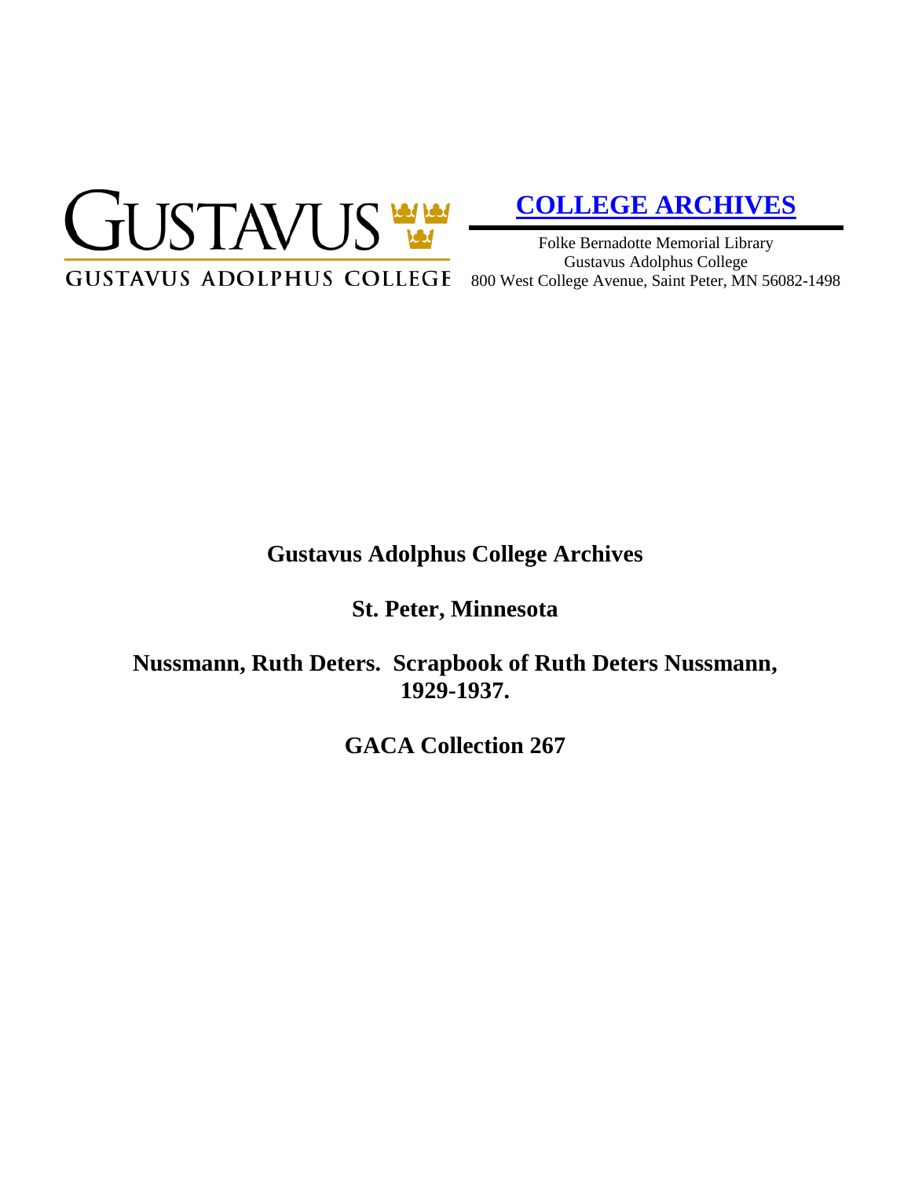GUSTAVUS

GUSTAVUS ADOLPHUS COLLEGE

**COLLEGE ARCHIVES**

Folke Bernadotte Memorial Library
Gustavus Adolphus College
800 West College Avenue, Saint Peter, MN 56082-1498

# Gustavus Adolphus College Archives

## St. Peter, Minnesota

## Nussmann, Ruth Deters. Scrapbook of Ruth Deters Nussmann, 1929-1937.

## GACA Collection 267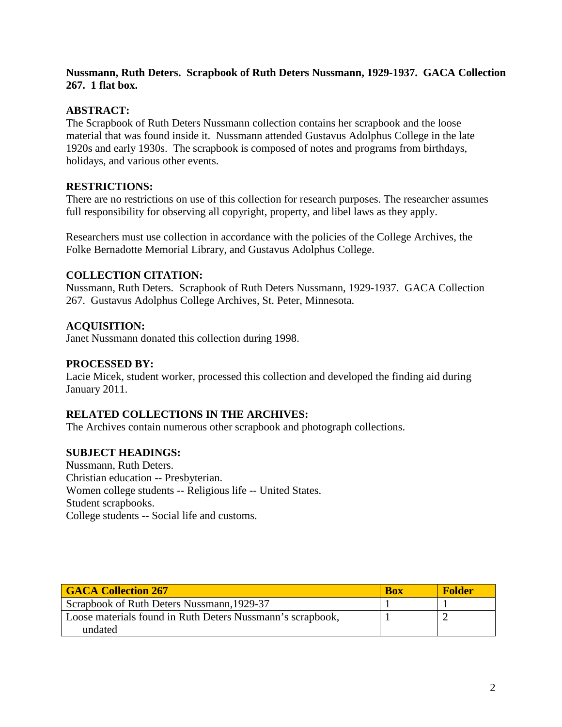**Nussmann, Ruth Deters. Scrapbook of Ruth Deters Nussmann, 1929-1937. GACA Collection 267. 1 flat box.**

## ABSTRACT:

The Scrapbook of Ruth Deters Nussmann collection contains her scrapbook and the loose material that was found inside it. Nussmann attended Gustavus Adolphus College in the late 1920s and early 1930s. The scrapbook is composed of notes and programs from birthdays, holidays, and various other events.

## RESTRICTIONS:

There are no restrictions on use of this collection for research purposes. The researcher assumes full responsibility for observing all copyright, property, and libel laws as they apply.

Researchers must use collection in accordance with the policies of the College Archives, the Folke Bernadotte Memorial Library, and Gustavus Adolphus College.

## COLLECTION CITATION:

Nussmann, Ruth Deters. Scrapbook of Ruth Deters Nussmann, 1929-1937. GACA Collection 267. Gustavus Adolphus College Archives, St. Peter, Minnesota.

## ACQUISITION:

Janet Nussmann donated this collection during 1998.

## PROCESSED BY:

Lacie Micek, student worker, processed this collection and developed the finding aid during January 2011.

## RELATED COLLECTIONS IN THE ARCHIVES:

The Archives contain numerous other scrapbook and photograph collections.

## SUBJECT HEADINGS:

Nussmann, Ruth Deters.
Christian education -- Presbyterian.
Women college students -- Religious life -- United States.
Student scrapbooks.
College students -- Social life and customs.

| GACA Collection 267 | Box | Folder |
|---|---|---|
| Scrapbook of Ruth Deters Nussmann,1929-37 | 1 | 1 |
| Loose materials found in Ruth Deters Nussmann's scrapbook, undated | 1 | 2 |